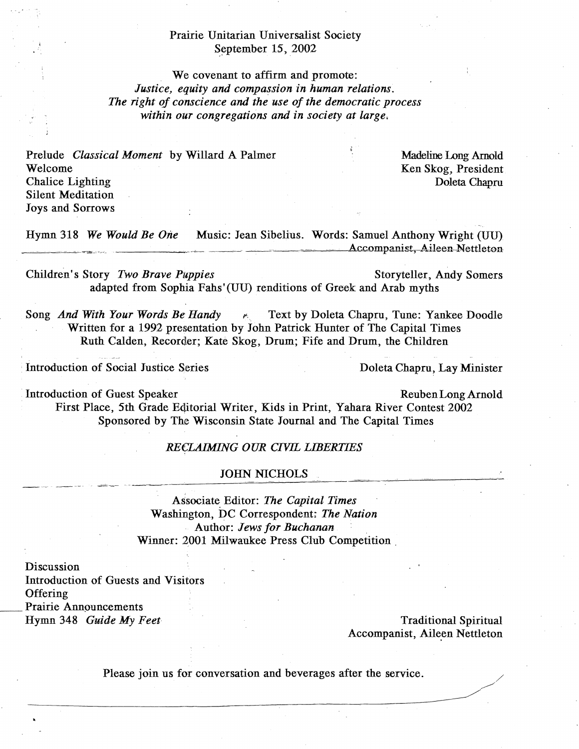Prairie Unitarian Universalist Society
September 15, 2002

We covenant to affirm and promote:
*Justice, equity and compassion in human relations.*
*The right of conscience and the use of the democratic process within our congregations and in society at large.*

Prelude *Classical Moment* by Willard A Palmer — Madeline Long Arnold
Welcome — Ken Skog, President
Chalice Lighting — Doleta Chapru
Silent Meditation
Joys and Sorrows

Hymn 318 *We Would Be One* Music: Jean Sibelius. Words: Samuel Anthony Wright (UU)
Accompanist, Aileen Nettleton

Children's Story *Two Brave Puppies* — Storyteller, Andy Somers
adapted from Sophia Fahs'(UU) renditions of Greek and Arab myths

Song *And With Your Words Be Handy* Text by Doleta Chapru, Tune: Yankee Doodle
Written for a 1992 presentation by John Patrick Hunter of The Capital Times
Ruth Calden, Recorder; Kate Skog, Drum; Fife and Drum, the Children

Introduction of Social Justice Series — Doleta Chapru, Lay Minister

Introduction of Guest Speaker — Reuben Long Arnold
First Place, 5th Grade Editorial Writer, Kids in Print, Yahara River Contest 2002
Sponsored by The Wisconsin State Journal and The Capital Times

*RECLAIMING OUR CIVIL LIBERTIES*

JOHN NICHOLS

Associate Editor: *The Capital Times*
Washington, DC Correspondent: *The Nation*
Author: *Jews for Buchanan*
Winner: 2001 Milwaukee Press Club Competition

Discussion
Introduction of Guests and Visitors
Offering
Prairie Announcements
Hymn 348 *Guide My Feet* — Traditional Spiritual
Accompanist, Aileen Nettleton

Please join us for conversation and beverages after the service.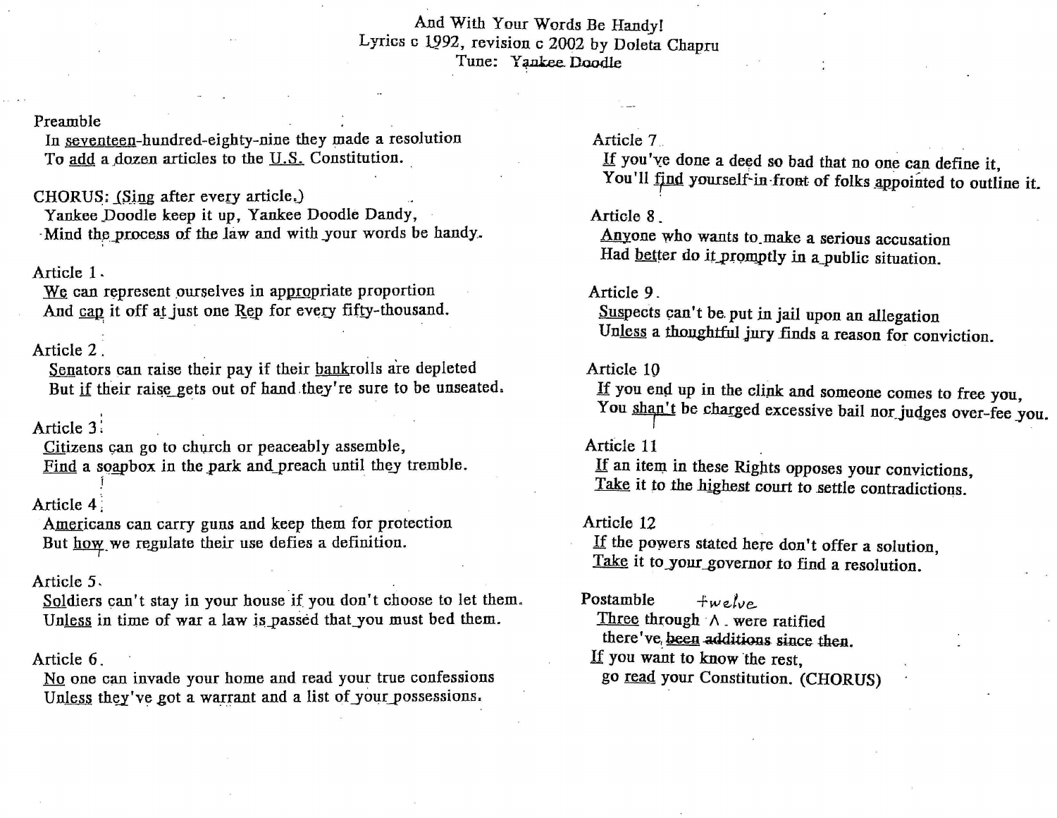# And With Your Words Be Handy!

Lyrics c 1992, revision c 2002 by Doleta Chapru

Tune: ~~Yankee Doodle~~

**Preamble**

In seventeen-hundred-eighty-nine they made a resolution
To add a dozen articles to the U.S. Constitution.

**CHORUS:** (Sing after every article.)

Yankee Doodle keep it up, Yankee Doodle Dandy,
Mind the process of the law and with your words be handy.

**Article 1.**

We can represent ourselves in appropriate proportion
And cap it off at just one Rep for every fifty-thousand.

**Article 2.**

Senators can raise their pay if their bankrolls are depleted
But if their raise gets out of hand they're sure to be unseated.

**Article 3.**

Citizens can go to church or peaceably assemble,
Find a soapbox in the park and preach until they tremble.

**Article 4.**

Americans can carry guns and keep them for protection
But how we regulate their use defies a definition.

**Article 5.**

Soldiers can't stay in your house if you don't choose to let them.
Unless in time of war a law is passed that you must bed them.

**Article 6.**

No one can invade your home and read your true confessions
Unless they've got a warrant and a list of your possessions.

**Article 7.**

If you've done a deed so bad that no one can define it,
You'll find yourself in front of folks appointed to outline it.

**Article 8.**

Anyone who wants to make a serious accusation
Had better do it promptly in a public situation.

**Article 9.**

Suspects can't be put in jail upon an allegation
Unless a ~~thoughtful~~ jury finds a reason for conviction.

**Article 10**

If you end up in the clink and someone comes to free you,
You shan't be charged excessive bail nor judges over-fee you.

**Article 11**

If an item in these Rights opposes your convictions,
Take it to the highest court to settle contradictions.

**Article 12**

If the powers stated here don't offer a solution,
Take it to your governor to find a resolution.

**Postamble**

Three through ^twelve were ratified
there've ~~been additions since then~~.
If you want to know the rest,
go read your Constitution. (CHORUS)